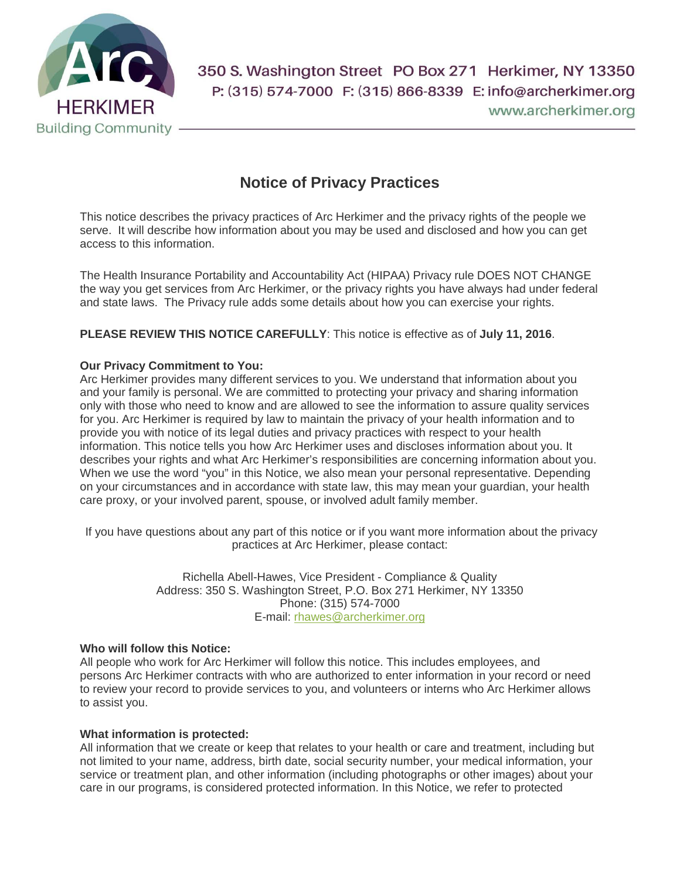Arc HERKIMER Building Community

350 S. Washington Street PO Box 271 Herkimer, NY 13350
P: (315) 574-7000 F: (315) 866-8339 E: info@archerkimer.org
www.archerkimer.org

# Notice of Privacy Practices

This notice describes the privacy practices of Arc Herkimer and the privacy rights of the people we serve. It will describe how information about you may be used and disclosed and how you can get access to this information.

The Health Insurance Portability and Accountability Act (HIPAA) Privacy rule DOES NOT CHANGE the way you get services from Arc Herkimer, or the privacy rights you have always had under federal and state laws. The Privacy rule adds some details about how you can exercise your rights.

**PLEASE REVIEW THIS NOTICE CAREFULLY**: This notice is effective as of **July 11, 2016**.

**Our Privacy Commitment to You:**
Arc Herkimer provides many different services to you. We understand that information about you and your family is personal. We are committed to protecting your privacy and sharing information only with those who need to know and are allowed to see the information to assure quality services for you. Arc Herkimer is required by law to maintain the privacy of your health information and to provide you with notice of its legal duties and privacy practices with respect to your health information. This notice tells you how Arc Herkimer uses and discloses information about you. It describes your rights and what Arc Herkimer's responsibilities are concerning information about you. When we use the word "you" in this Notice, we also mean your personal representative. Depending on your circumstances and in accordance with state law, this may mean your guardian, your health care proxy, or your involved parent, spouse, or involved adult family member.

If you have questions about any part of this notice or if you want more information about the privacy practices at Arc Herkimer, please contact:

Richella Abell-Hawes, Vice President - Compliance & Quality
Address: 350 S. Washington Street, P.O. Box 271 Herkimer, NY 13350
Phone: (315) 574-7000
E-mail: rhawes@archerkimer.org

**Who will follow this Notice:**
All people who work for Arc Herkimer will follow this notice. This includes employees, and persons Arc Herkimer contracts with who are authorized to enter information in your record or need to review your record to provide services to you, and volunteers or interns who Arc Herkimer allows to assist you.

**What information is protected:**
All information that we create or keep that relates to your health or care and treatment, including but not limited to your name, address, birth date, social security number, your medical information, your service or treatment plan, and other information (including photographs or other images) about your care in our programs, is considered protected information. In this Notice, we refer to protected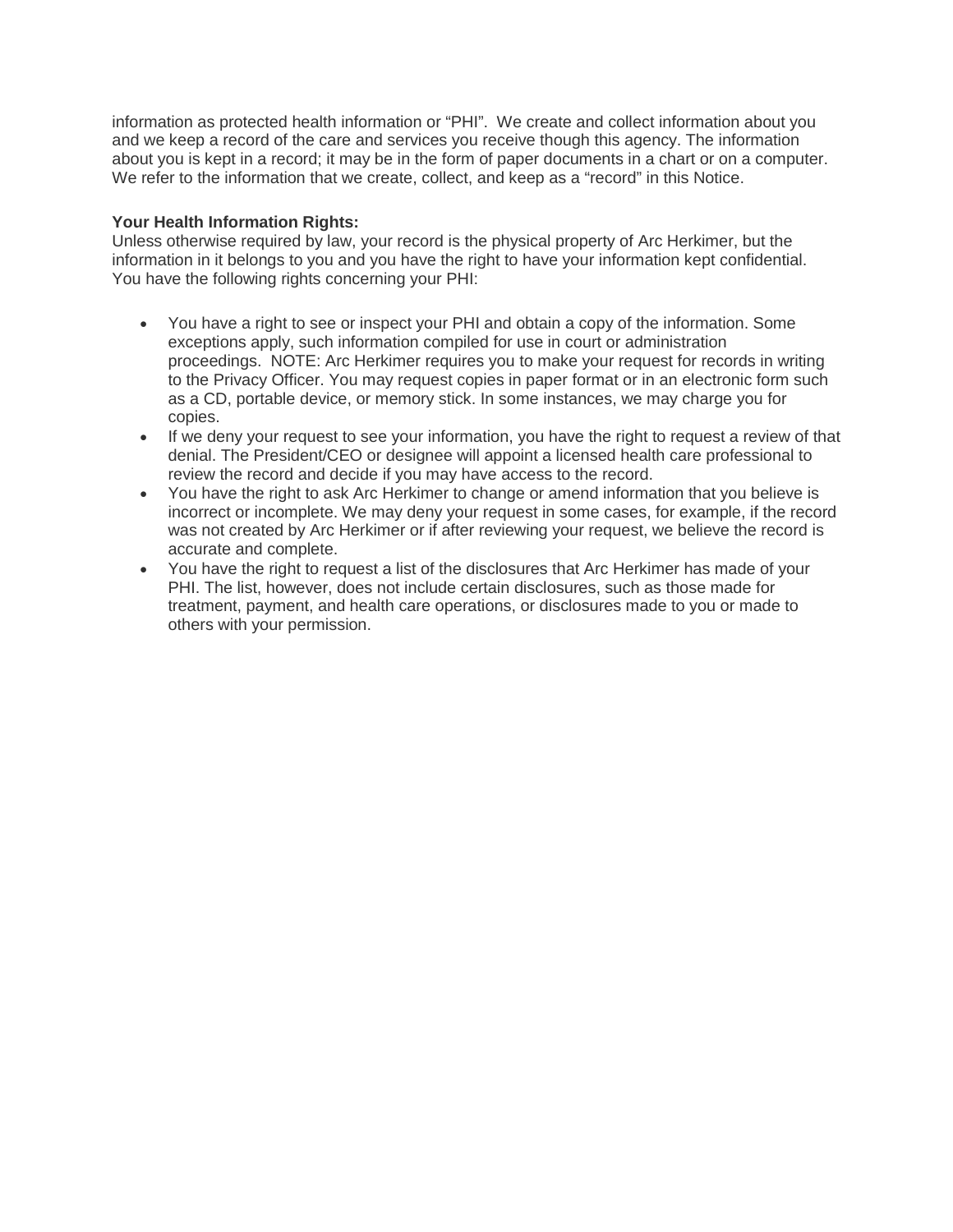information as protected health information or "PHI". We create and collect information about you and we keep a record of the care and services you receive though this agency. The information about you is kept in a record; it may be in the form of paper documents in a chart or on a computer. We refer to the information that we create, collect, and keep as a "record" in this Notice.

**Your Health Information Rights:**

Unless otherwise required by law, your record is the physical property of Arc Herkimer, but the information in it belongs to you and you have the right to have your information kept confidential. You have the following rights concerning your PHI:

- You have a right to see or inspect your PHI and obtain a copy of the information. Some exceptions apply, such information compiled for use in court or administration proceedings. NOTE: Arc Herkimer requires you to make your request for records in writing to the Privacy Officer. You may request copies in paper format or in an electronic form such as a CD, portable device, or memory stick. In some instances, we may charge you for copies.
- If we deny your request to see your information, you have the right to request a review of that denial. The President/CEO or designee will appoint a licensed health care professional to review the record and decide if you may have access to the record.
- You have the right to ask Arc Herkimer to change or amend information that you believe is incorrect or incomplete. We may deny your request in some cases, for example, if the record was not created by Arc Herkimer or if after reviewing your request, we believe the record is accurate and complete.
- You have the right to request a list of the disclosures that Arc Herkimer has made of your PHI. The list, however, does not include certain disclosures, such as those made for treatment, payment, and health care operations, or disclosures made to you or made to others with your permission.